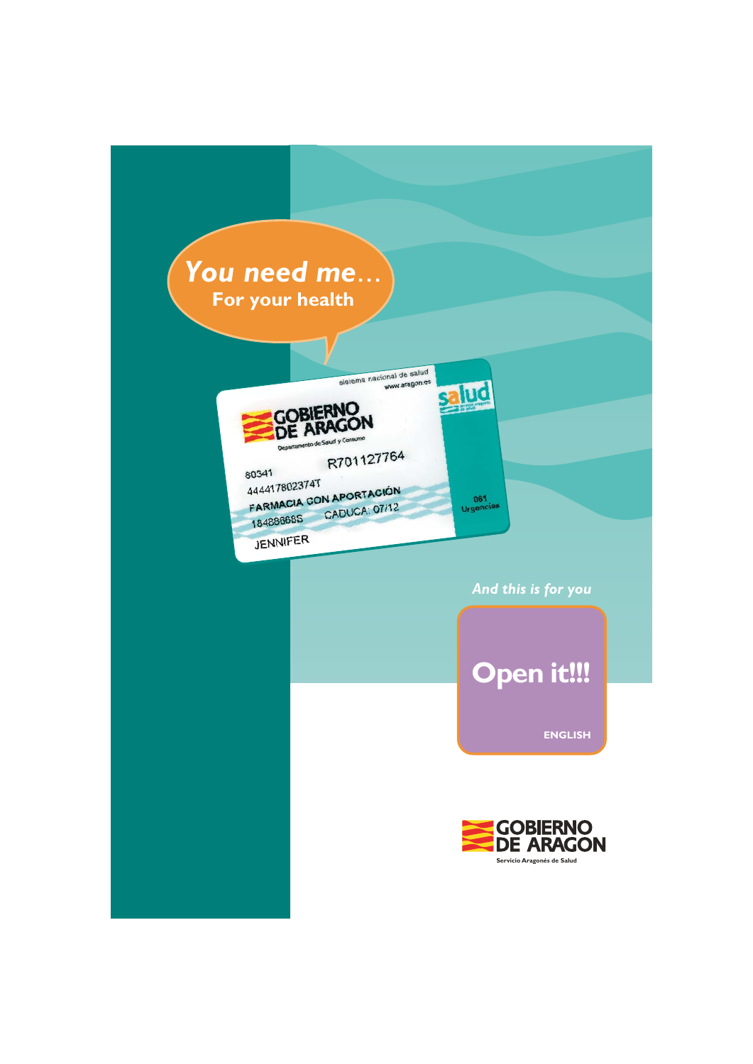# *You need me…*
**For your health**

sistema nacional de salud
www.aragon.es

GOBIERNO DE ARAGON
Departamento de Salud y Consumo

salud

R701127764

80341
444417802374T
FARMACIA CON APORTACIÓN
18428668S CADUCA: 07/12
JENNIFER

061
Urgencias

*And this is for you*

## Open it!!!

**ENGLISH**

GOBIERNO DE ARAGON
Servicio Aragonés de Salud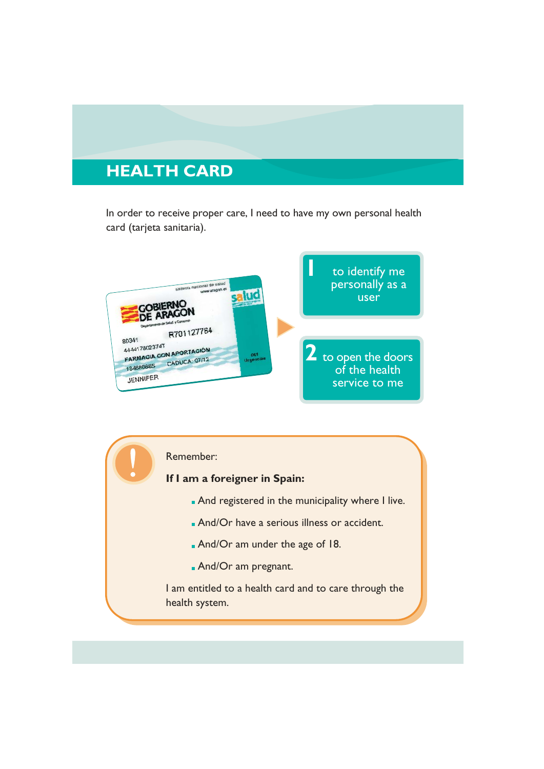# HEALTH CARD

In order to receive proper care, I need to have my own personal health card (tarjeta sanitaria).

1 to identify me personally as a user

2 to open the doors of the health service to me

Remember:

**If I am a foreigner in Spain:**

- And registered in the municipality where I live.
- And/Or have a serious illness or accident.
- And/Or am under the age of 18.
- And/Or am pregnant.

I am entitled to a health card and to care through the health system.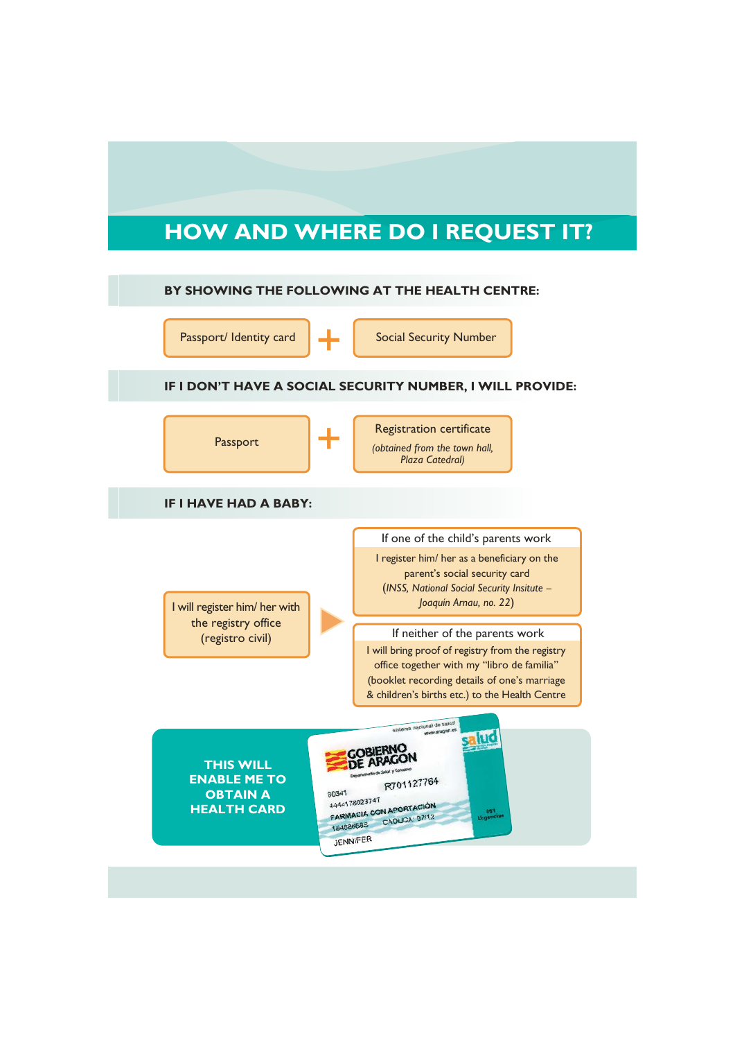# HOW AND WHERE DO I REQUEST IT?

## BY SHOWING THE FOLLOWING AT THE HEALTH CENTRE:

Passport/ Identity card + Social Security Number

## IF I DON'T HAVE A SOCIAL SECURITY NUMBER, I WILL PROVIDE:

Passport + Registration certificate *(obtained from the town hall, Plaza Catedral)*

## IF I HAVE HAD A BABY:

I will register him/ her with the registry office (registro civil)

**If one of the child's parents work**

I register him/ her as a beneficiary on the parent's social security card (*INSS, National Social Security Insitute – Joaquín Arnau, no. 22*)

**If neither of the parents work**

I will bring proof of registry from the registry office together with my "libro de familia" (booklet recording details of one's marriage & children's births etc.) to the Health Centre

**THIS WILL ENABLE ME TO OBTAIN A HEALTH CARD**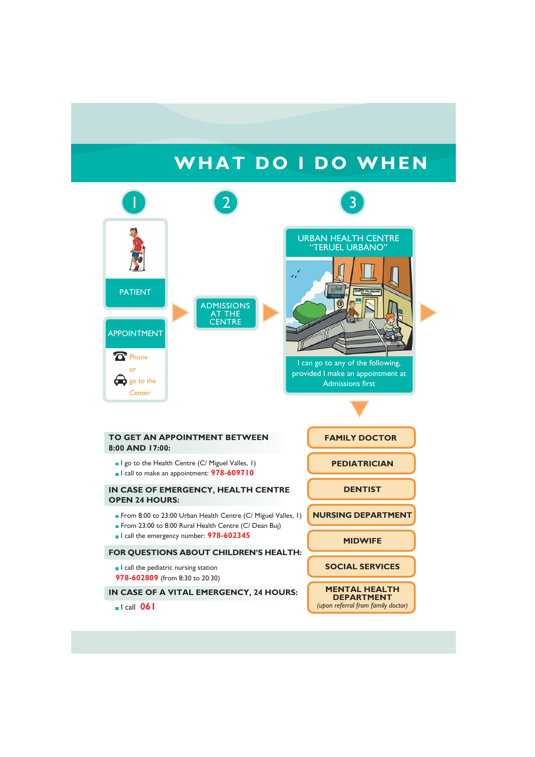# WHAT DO I DO WHEN

1

PATIENT

APPOINTMENT

Phone

or

go to the Center

2

ADMISSIONS AT THE CENTRE

3

URBAN HEALTH CENTRE "TERUEL URBANO"

I can go to any of the following, provided I make an appointment at Admissions first

- FAMILY DOCTOR
- PEDIATRICIAN
- DENTIST
- NURSING DEPARTMENT
- MIDWIFE
- SOCIAL SERVICES
- MENTAL HEALTH DEPARTMENT *(upon referral from family doctor)*

## TO GET AN APPOINTMENT BETWEEN 8:00 AND 17:00:

- I go to the Health Centre (C/ Miguel Valles, 1)
- I call to make an appointment: **978-609710**

## IN CASE OF EMERGENCY, HEALTH CENTRE OPEN 24 HOURS:

- From 8:00 to 23:00 Urban Health Centre (C/ Miguel Valles, 1)
- From 23:00 to 8:00 Rural Health Centre (C/ Dean Buj)
- I call the emergency number: **978-602345**

## FOR QUESTIONS ABOUT CHILDREN'S HEALTH:

- I call the pediatric nursing station **978-602809** (from 8:30 to 20:30)

## IN CASE OF A VITAL EMERGENCY, 24 HOURS:

- I call **061**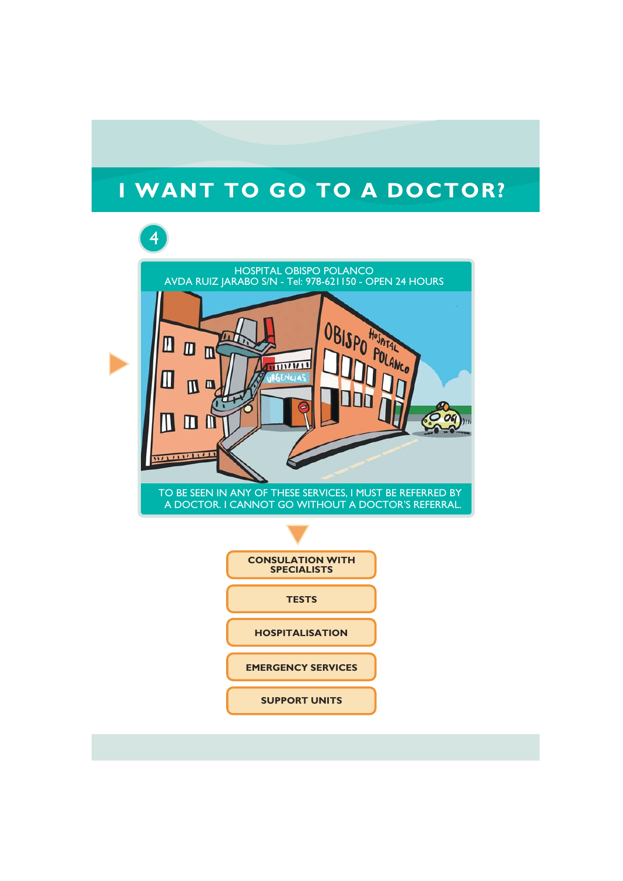# I WANT TO GO TO A DOCTOR?

4

HOSPITAL OBISPO POLANCO
AVDA RUIZ JARABO S/N - Tel: 978-621150 - OPEN 24 HOURS

TO BE SEEN IN ANY OF THESE SERVICES, I MUST BE REFERRED BY A DOCTOR. I CANNOT GO WITHOUT A DOCTOR'S REFERRAL.

- **CONSULATION WITH SPECIALISTS**
- **TESTS**
- **HOSPITALISATION**
- **EMERGENCY SERVICES**
- **SUPPORT UNITS**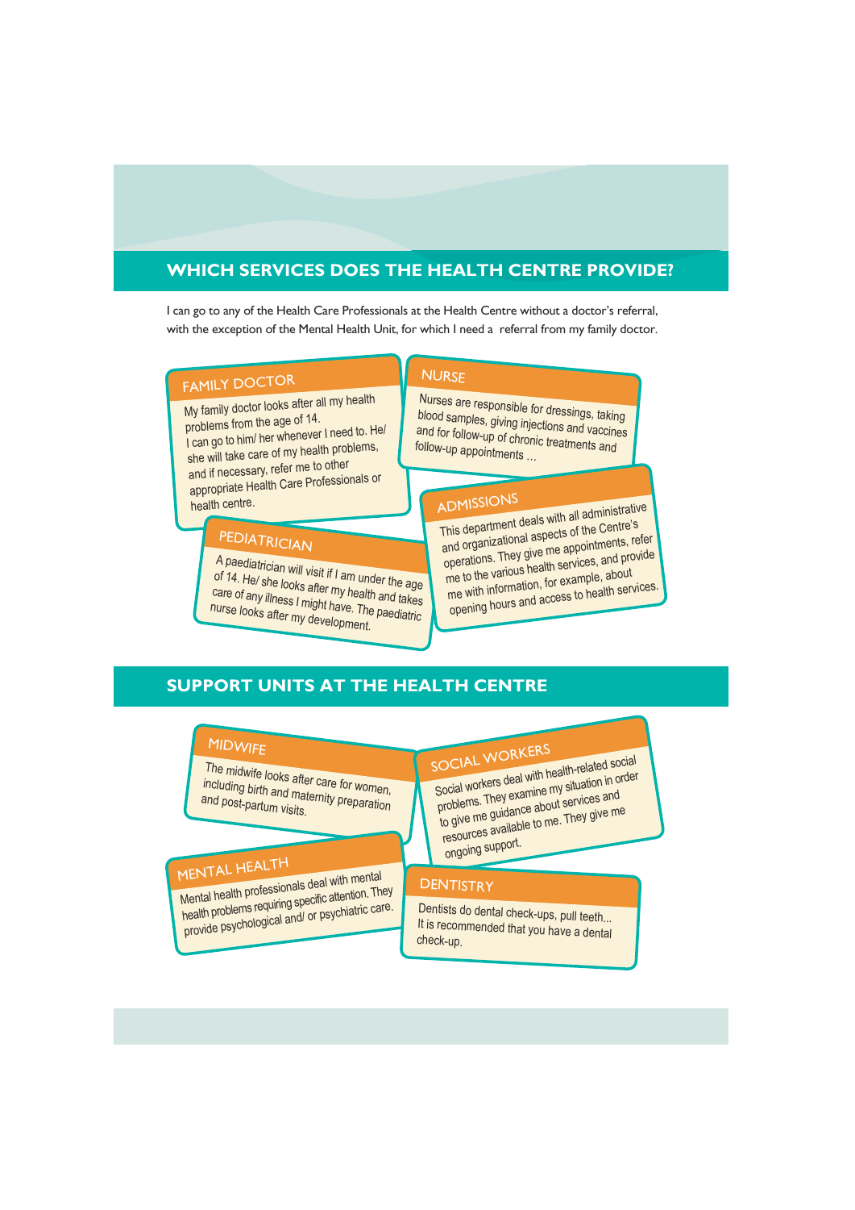## WHICH SERVICES DOES THE HEALTH CENTRE PROVIDE?

I can go to any of the Health Care Professionals at the Health Centre without a doctor's referral, with the exception of the Mental Health Unit, for which I need a referral from my family doctor.

### FAMILY DOCTOR

My family doctor looks after all my health problems from the age of 14. I can go to him/ her whenever I need to. He/ she will take care of my health problems, and if necessary, refer me to other appropriate Health Care Professionals or health centre.

### NURSE

Nurses are responsible for dressings, taking blood samples, giving injections and vaccines and for follow-up of chronic treatments and follow-up appointments …

### PEDIATRICIAN

A paediatrician will visit if I am under the age of 14. He/ she looks after my health and takes care of any illness I might have. The paediatric nurse looks after my development.

### ADMISSIONS

This department deals with all administrative and organizational aspects of the Centre's operations. They give me appointments, refer me to the various health services, and provide me with information, for example, about opening hours and access to health services.

## SUPPORT UNITS AT THE HEALTH CENTRE

### MIDWIFE

The midwife looks after care for women, including birth and maternity preparation and post-partum visits.

### SOCIAL WORKERS

Social workers deal with health-related social problems. They examine my situation in order to give me guidance about services and resources available to me. They give me ongoing support.

### MENTAL HEALTH

Mental health professionals deal with mental health problems requiring specific attention. They provide psychological and/ or psychiatric care.

### DENTISTRY

Dentists do dental check-ups, pull teeth... It is recommended that you have a dental check-up.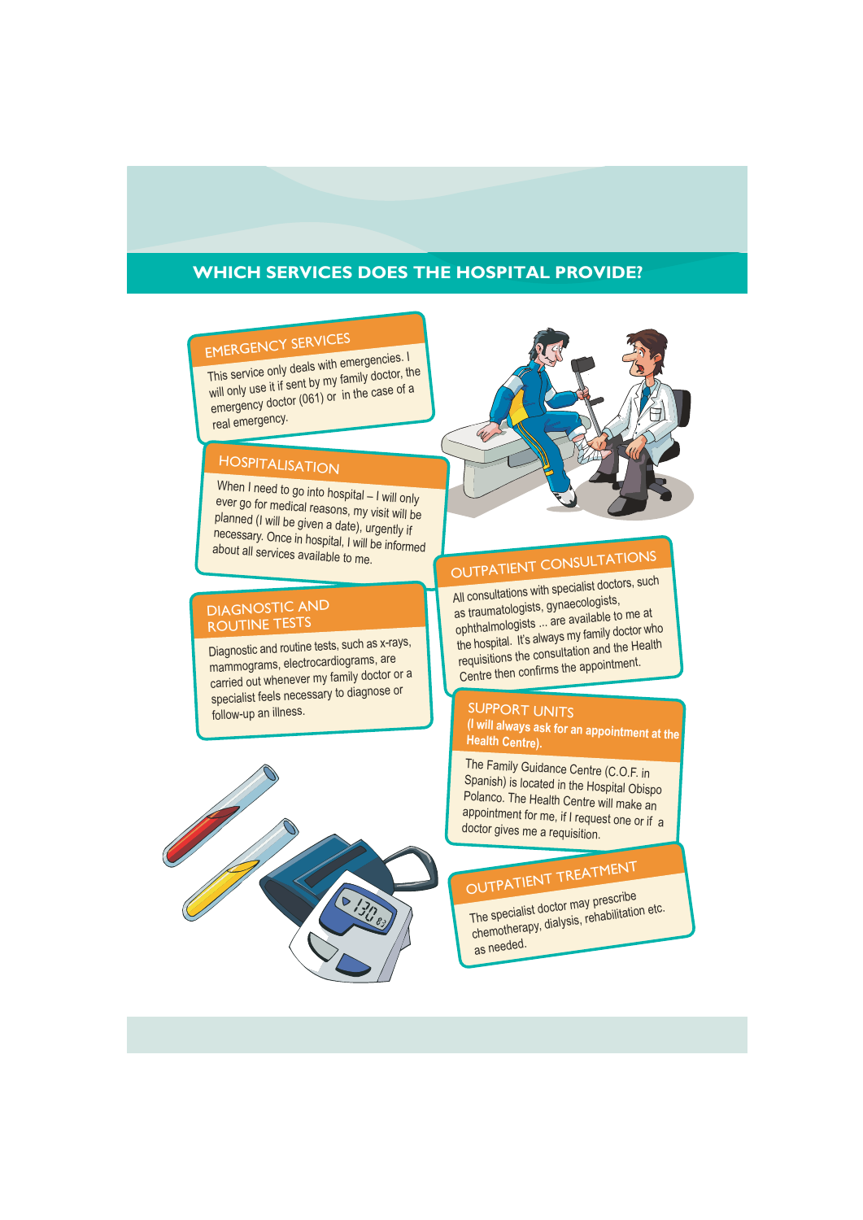# WHICH SERVICES DOES THE HOSPITAL PROVIDE?

## EMERGENCY SERVICES

This service only deals with emergencies. I will only use it if sent by my family doctor, the emergency doctor (061) or in the case of a real emergency.

## HOSPITALISATION

When I need to go into hospital – I will only ever go for medical reasons, my visit will be planned (I will be given a date), urgently if necessary. Once in hospital, I will be informed about all services available to me.

## DIAGNOSTIC AND ROUTINE TESTS

Diagnostic and routine tests, such as x-rays, mammograms, electrocardiograms, are carried out whenever my family doctor or a specialist feels necessary to diagnose or follow-up an illness.

## OUTPATIENT CONSULTATIONS

All consultations with specialist doctors, such as traumatologists, gynaecologists, ophthalmologists ... are available to me at the hospital. It's always my family doctor who requisitions the consultation and the Health Centre then confirms the appointment.

## SUPPORT UNITS

**(I will always ask for an appointment at the Health Centre).**

The Family Guidance Centre (C.O.F. in Spanish) is located in the Hospital Obispo Polanco. The Health Centre will make an appointment for me, if I request one or if a doctor gives me a requisition.

## OUTPATIENT TREATMENT

The specialist doctor may prescribe chemotherapy, dialysis, rehabilitation etc. as needed.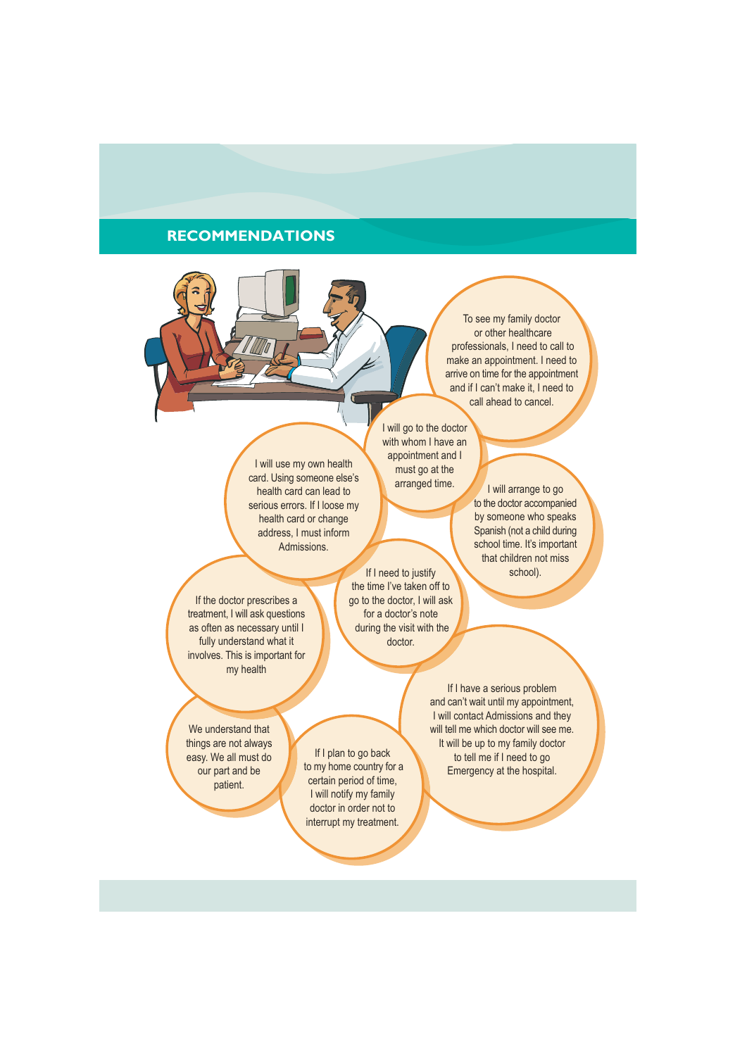## RECOMMENDATIONS

To see my family doctor or other healthcare professionals, I need to call to make an appointment. I need to arrive on time for the appointment and if I can't make it, I need to call ahead to cancel.

I will go to the doctor with whom I have an appointment and I must go at the arranged time.

I will use my own health card. Using someone else's health card can lead to serious errors. If I loose my health card or change address, I must inform Admissions.

I will arrange to go to the doctor accompanied by someone who speaks Spanish (not a child during school time. It's important that children not miss school).

If I need to justify the time I've taken off to go to the doctor, I will ask for a doctor's note during the visit with the doctor.

If the doctor prescribes a treatment, I will ask questions as often as necessary until I fully understand what it involves. This is important for my health

If I have a serious problem and can't wait until my appointment, I will contact Admissions and they will tell me which doctor will see me. It will be up to my family doctor to tell me if I need to go Emergency at the hospital.

We understand that things are not always easy. We all must do our part and be patient.

If I plan to go back to my home country for a certain period of time, I will notify my family doctor in order not to interrupt my treatment.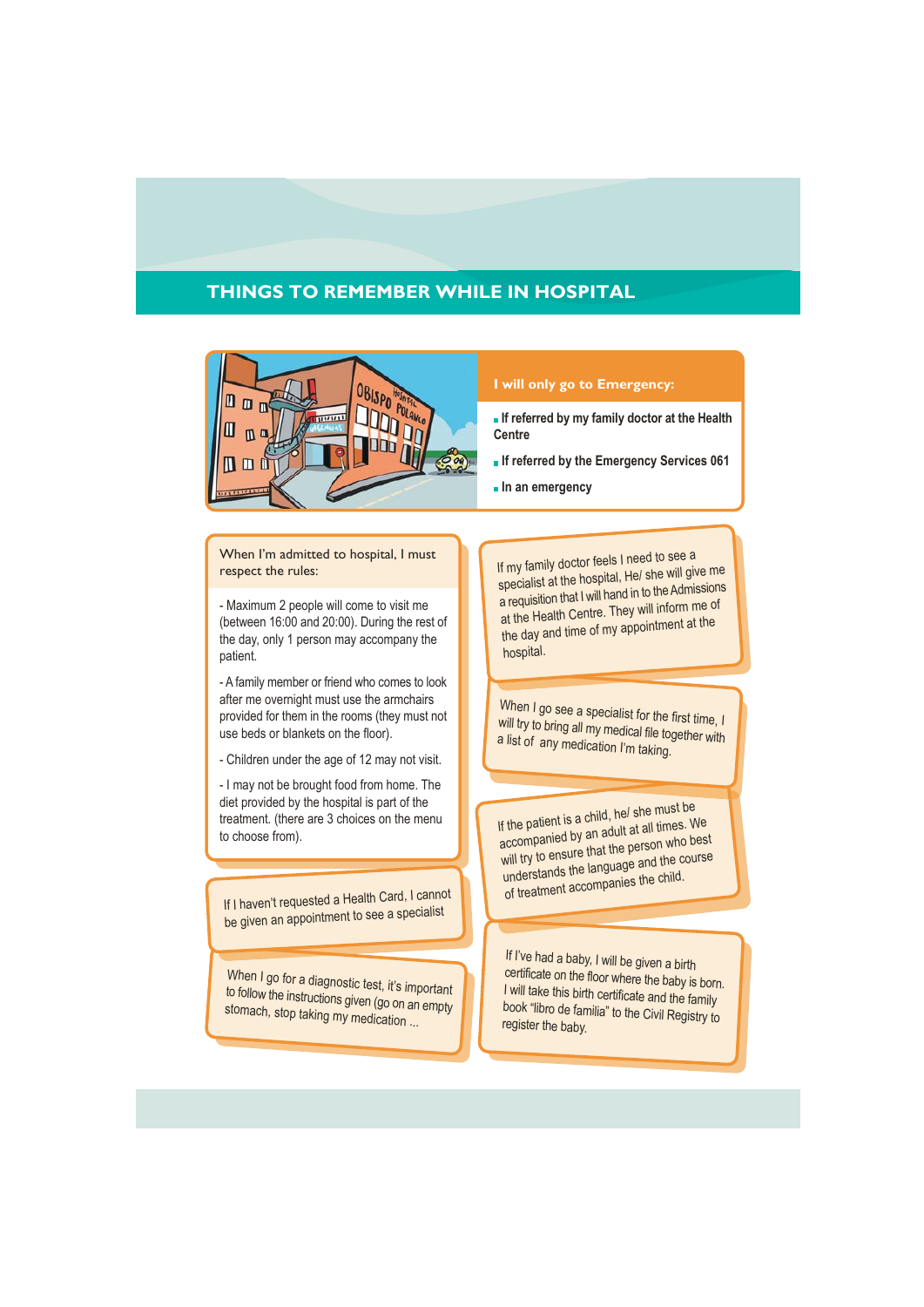# THINGS TO REMEMBER WHILE IN HOSPITAL

**I will only go to Emergency:**

- **If referred by my family doctor at the Health Centre**
- **If referred by the Emergency Services 061**
- **In an emergency**

When I'm admitted to hospital, I must respect the rules:

- Maximum 2 people will come to visit me (between 16:00 and 20:00). During the rest of the day, only 1 person may accompany the patient.

- A family member or friend who comes to look after me overnight must use the armchairs provided for them in the rooms (they must not use beds or blankets on the floor).

- Children under the age of 12 may not visit.

- I may not be brought food from home. The diet provided by the hospital is part of the treatment. (there are 3 choices on the menu to choose from).

If I haven't requested a Health Card, I cannot be given an appointment to see a specialist

When I go for a diagnostic test, it's important to follow the instructions given (go on an empty stomach, stop taking my medication ...

If my family doctor feels I need to see a specialist at the hospital, He/ she will give me a requisition that I will hand in to the Admissions at the Health Centre. They will inform me of the day and time of my appointment at the hospital.

When I go see a specialist for the first time, I will try to bring all my medical file together with a list of any medication I'm taking.

If the patient is a child, he/ she must be accompanied by an adult at all times. We will try to ensure that the person who best understands the language and the course of treatment accompanies the child.

If I've had a baby, I will be given a birth certificate on the floor where the baby is born. I will take this birth certificate and the family book "libro de familia" to the Civil Registry to register the baby.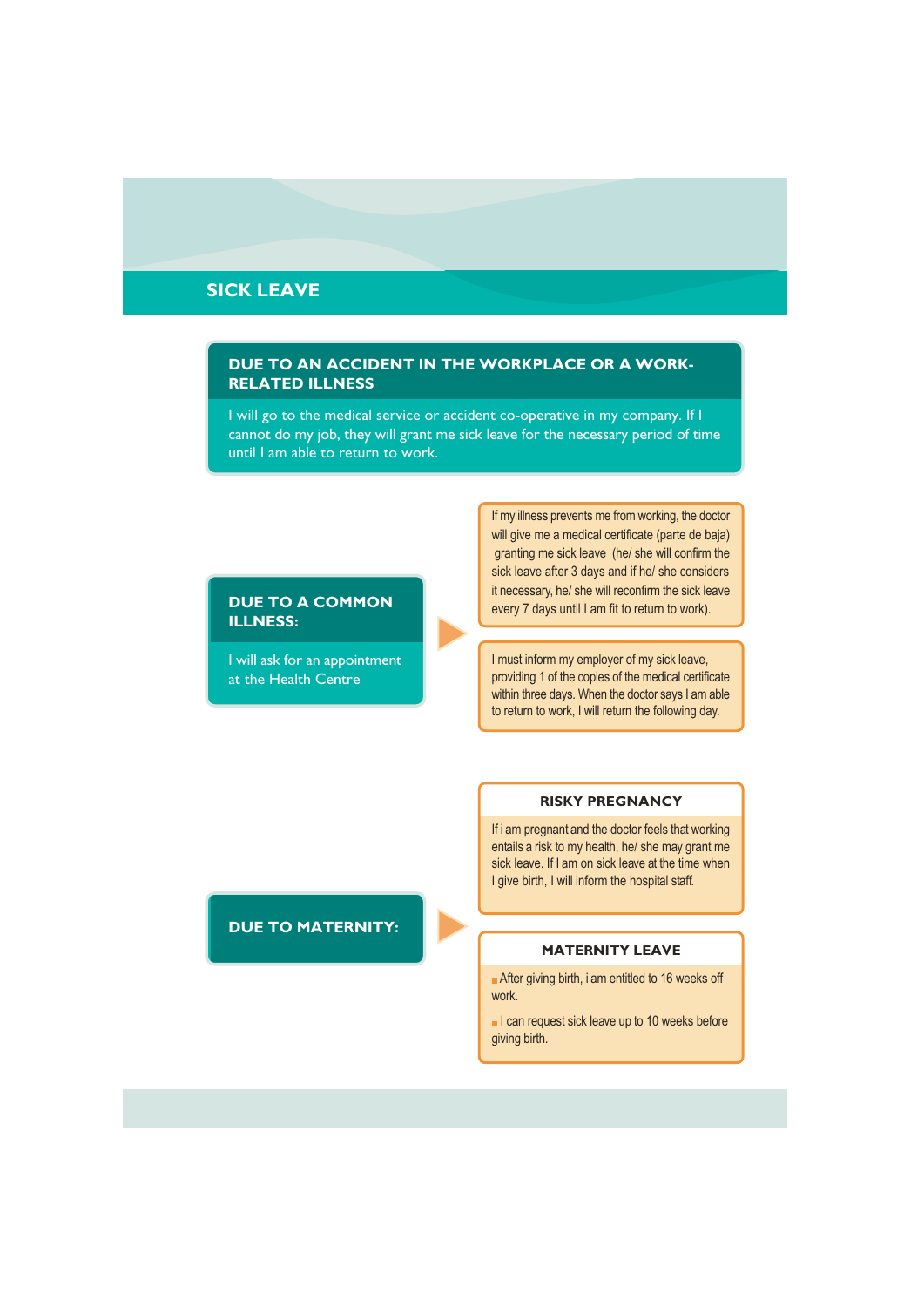# SICK LEAVE

## DUE TO AN ACCIDENT IN THE WORKPLACE OR A WORK-RELATED ILLNESS

I will go to the medical service or accident co-operative in my company. If I cannot do my job, they will grant me sick leave for the necessary period of time until I am able to return to work.

## DUE TO A COMMON ILLNESS:

I will ask for an appointment at the Health Centre

If my illness prevents me from working, the doctor will give me a medical certificate (parte de baja) granting me sick leave (he/ she will confirm the sick leave after 3 days and if he/ she considers it necessary, he/ she will reconfirm the sick leave every 7 days until I am fit to return to work).

I must inform my employer of my sick leave, providing 1 of the copies of the medical certificate within three days. When the doctor says I am able to return to work, I will return the following day.

## DUE TO MATERNITY:

### RISKY PREGNANCY

If i am pregnant and the doctor feels that working entails a risk to my health, he/ she may grant me sick leave. If I am on sick leave at the time when I give birth, I will inform the hospital staff.

### MATERNITY LEAVE

- After giving birth, i am entitled to 16 weeks off work.
- I can request sick leave up to 10 weeks before giving birth.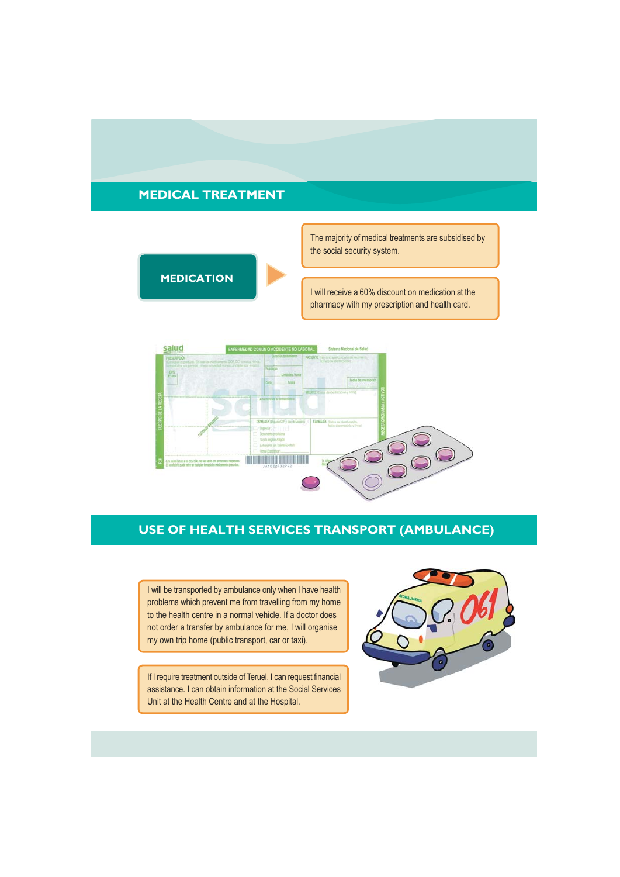## MEDICAL TREATMENT

### MEDICATION

The majority of medical treatments are subsidised by the social security system.

I will receive a 60% discount on medication at the pharmacy with my prescription and health card.

## USE OF HEALTH SERVICES TRANSPORT (AMBULANCE)

I will be transported by ambulance only when I have health problems which prevent me from travelling from my home to the health centre in a normal vehicle. If a doctor does not order a transfer by ambulance for me, I will organise my own trip home (public transport, car or taxi).

If I require treatment outside of Teruel, I can request financial assistance. I can obtain information at the Social Services Unit at the Health Centre and at the Hospital.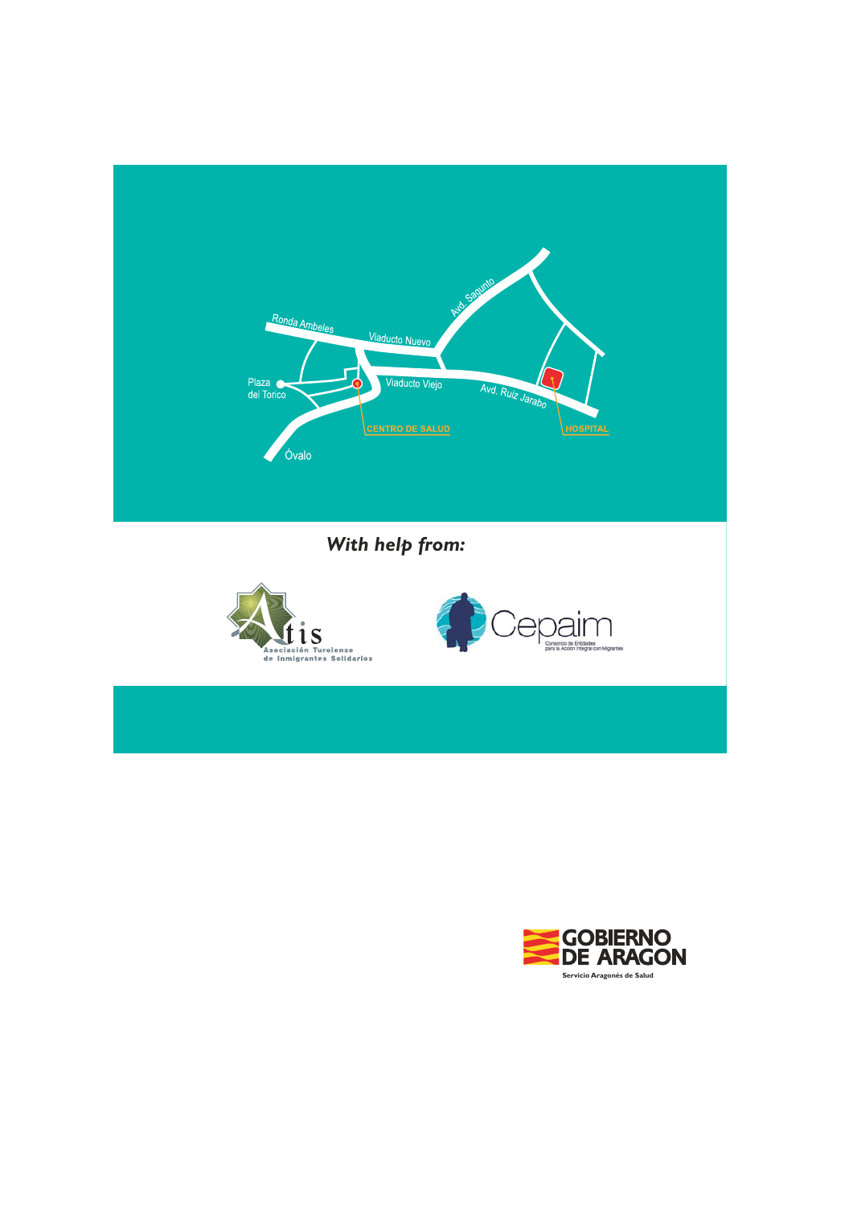Ronda Ambeles

Viaducto Nuevo

Avd. Sagunto

Plaza del Torico

Viaducto Viejo

Avd. Ruiz Jarabo

CENTRO DE SALUD

HOSPITAL

Óvalo

*With help from:*

Atis
Asociación Turolense de Inmigrantes Solidarios

Cepaim
Consorcio de Entidades para la Acción Integral con Migrantes

GOBIERNO DE ARAGON
Servicio Aragonés de Salud